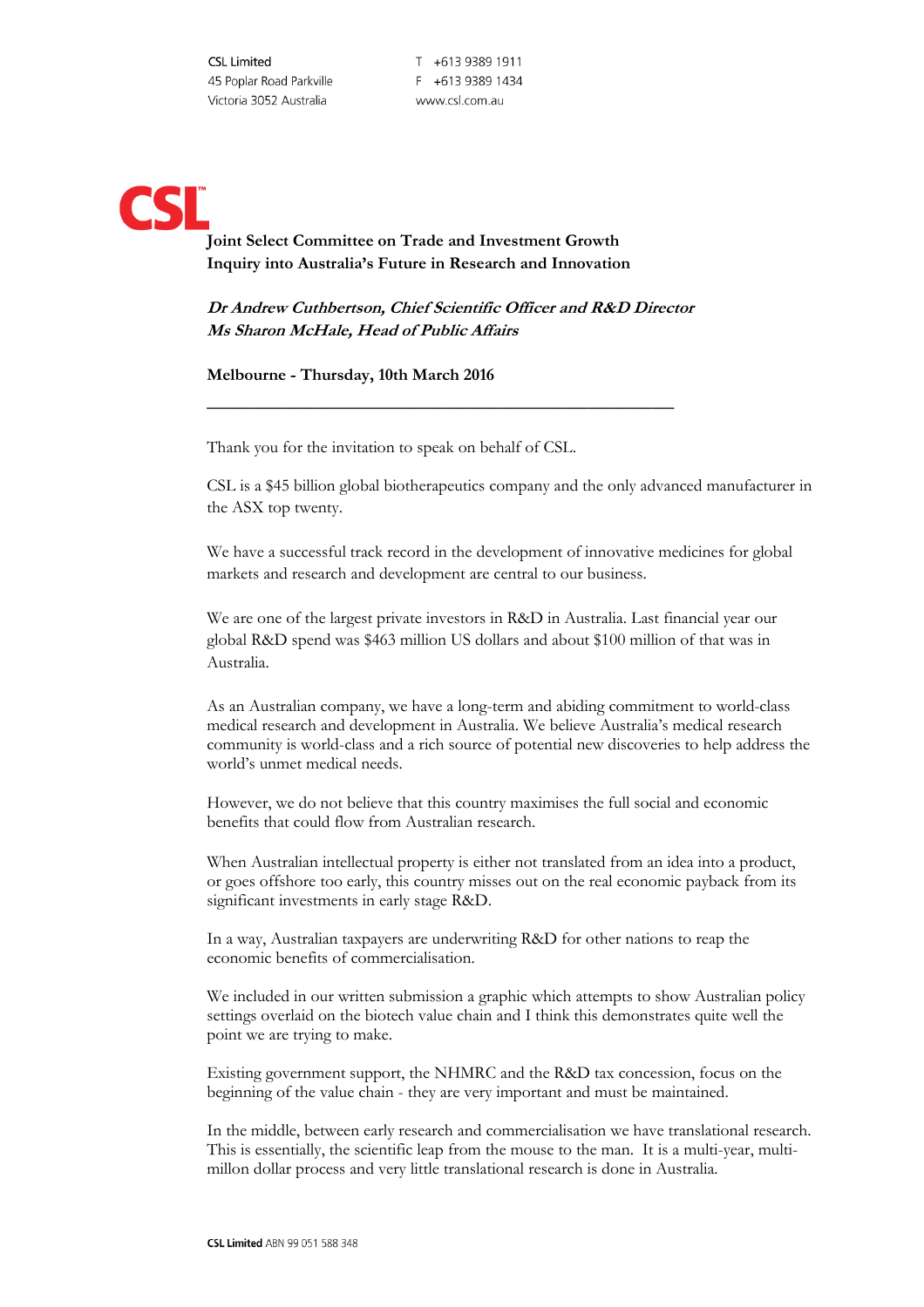CSL Limited
45 Poplar Road Parkville
Victoria 3052 Australia

T +613 9389 1911
F +613 9389 1434
www.csl.com.au

**Joint Select Committee on Trade and Investment Growth**
**Inquiry into Australia's Future in Research and Innovation**

***Dr Andrew Cuthbertson, Chief Scientific Officer and R&D Director***
***Ms Sharon McHale, Head of Public Affairs***

**Melbourne - Thursday, 10th March 2016**

---

Thank you for the invitation to speak on behalf of CSL.

CSL is a $45 billion global biotherapeutics company and the only advanced manufacturer in the ASX top twenty.

We have a successful track record in the development of innovative medicines for global markets and research and development are central to our business.

We are one of the largest private investors in R&D in Australia. Last financial year our global R&D spend was $463 million US dollars and about $100 million of that was in Australia.

As an Australian company, we have a long-term and abiding commitment to world-class medical research and development in Australia. We believe Australia's medical research community is world-class and a rich source of potential new discoveries to help address the world's unmet medical needs.

However, we do not believe that this country maximises the full social and economic benefits that could flow from Australian research.

When Australian intellectual property is either not translated from an idea into a product, or goes offshore too early, this country misses out on the real economic payback from its significant investments in early stage R&D.

In a way, Australian taxpayers are underwriting R&D for other nations to reap the economic benefits of commercialisation.

We included in our written submission a graphic which attempts to show Australian policy settings overlaid on the biotech value chain and I think this demonstrates quite well the point we are trying to make.

Existing government support, the NHMRC and the R&D tax concession, focus on the beginning of the value chain - they are very important and must be maintained.

In the middle, between early research and commercialisation we have translational research. This is essentially, the scientific leap from the mouse to the man. It is a multi-year, multi-millon dollar process and very little translational research is done in Australia.

**CSL Limited** ABN 99 051 588 348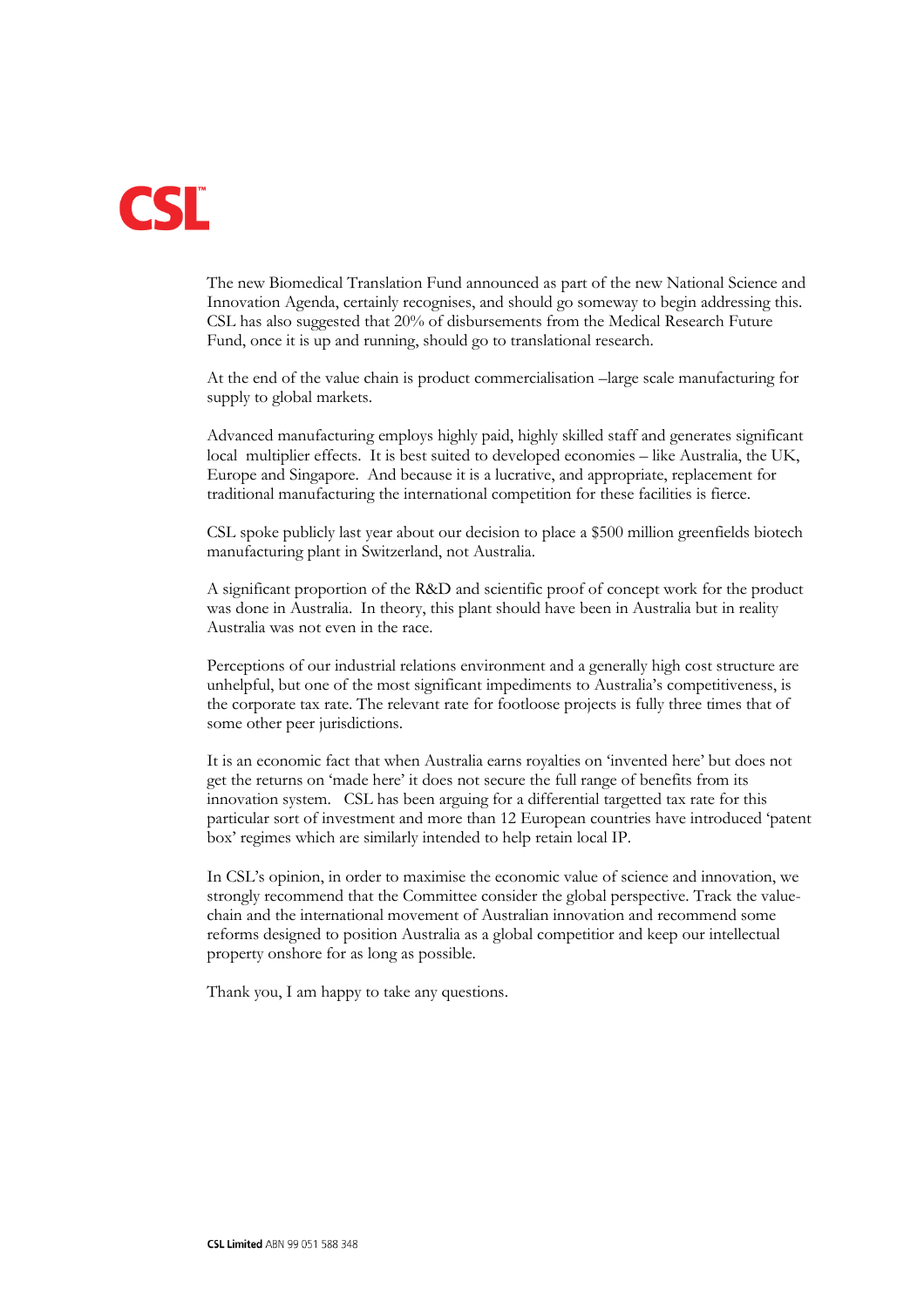The new Biomedical Translation Fund announced as part of the new National Science and Innovation Agenda, certainly recognises, and should go someway to begin addressing this. CSL has also suggested that 20% of disbursements from the Medical Research Future Fund, once it is up and running, should go to translational research.

At the end of the value chain is product commercialisation –large scale manufacturing for supply to global markets.

Advanced manufacturing employs highly paid, highly skilled staff and generates significant local multiplier effects. It is best suited to developed economies – like Australia, the UK, Europe and Singapore. And because it is a lucrative, and appropriate, replacement for traditional manufacturing the international competition for these facilities is fierce.

CSL spoke publicly last year about our decision to place a $500 million greenfields biotech manufacturing plant in Switzerland, not Australia.

A significant proportion of the R&D and scientific proof of concept work for the product was done in Australia. In theory, this plant should have been in Australia but in reality Australia was not even in the race.

Perceptions of our industrial relations environment and a generally high cost structure are unhelpful, but one of the most significant impediments to Australia's competitiveness, is the corporate tax rate. The relevant rate for footloose projects is fully three times that of some other peer jurisdictions.

It is an economic fact that when Australia earns royalties on 'invented here' but does not get the returns on 'made here' it does not secure the full range of benefits from its innovation system. CSL has been arguing for a differential targetted tax rate for this particular sort of investment and more than 12 European countries have introduced 'patent box' regimes which are similarly intended to help retain local IP.

In CSL's opinion, in order to maximise the economic value of science and innovation, we strongly recommend that the Committee consider the global perspective. Track the value-chain and the international movement of Australian innovation and recommend some reforms designed to position Australia as a global competitior and keep our intellectual property onshore for as long as possible.

Thank you, I am happy to take any questions.